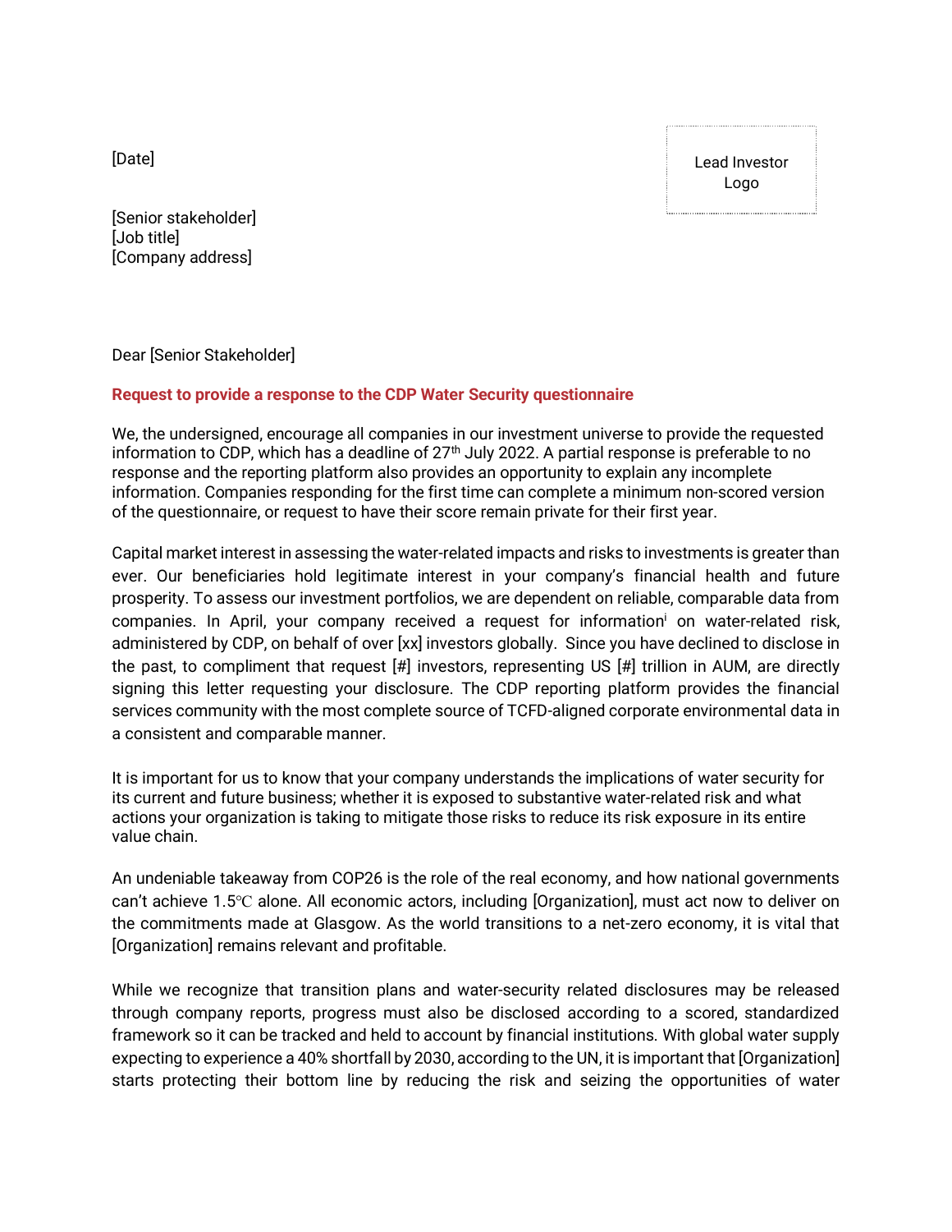[Date]

Lead Investor Logo

[Senior stakeholder]
[Job title]
[Company address]

Dear [Senior Stakeholder]

**Request to provide a response to the CDP Water Security questionnaire**

We, the undersigned, encourage all companies in our investment universe to provide the requested information to CDP, which has a deadline of 27th July 2022. A partial response is preferable to no response and the reporting platform also provides an opportunity to explain any incomplete information. Companies responding for the first time can complete a minimum non-scored version of the questionnaire, or request to have their score remain private for their first year.

Capital market interest in assessing the water-related impacts and risks to investments is greater than ever. Our beneficiaries hold legitimate interest in your company's financial health and future prosperity. To assess our investment portfolios, we are dependent on reliable, comparable data from companies. In April, your company received a request for information[i] on water-related risk, administered by CDP, on behalf of over [xx] investors globally. Since you have declined to disclose in the past, to compliment that request [#] investors, representing US [#] trillion in AUM, are directly signing this letter requesting your disclosure. The CDP reporting platform provides the financial services community with the most complete source of TCFD-aligned corporate environmental data in a consistent and comparable manner.

It is important for us to know that your company understands the implications of water security for its current and future business; whether it is exposed to substantive water-related risk and what actions your organization is taking to mitigate those risks to reduce its risk exposure in its entire value chain.

An undeniable takeaway from COP26 is the role of the real economy, and how national governments can't achieve 1.5℃ alone. All economic actors, including [Organization], must act now to deliver on the commitments made at Glasgow. As the world transitions to a net-zero economy, it is vital that [Organization] remains relevant and profitable.

While we recognize that transition plans and water-security related disclosures may be released through company reports, progress must also be disclosed according to a scored, standardized framework so it can be tracked and held to account by financial institutions. With global water supply expecting to experience a 40% shortfall by 2030, according to the UN, it is important that [Organization] starts protecting their bottom line by reducing the risk and seizing the opportunities of water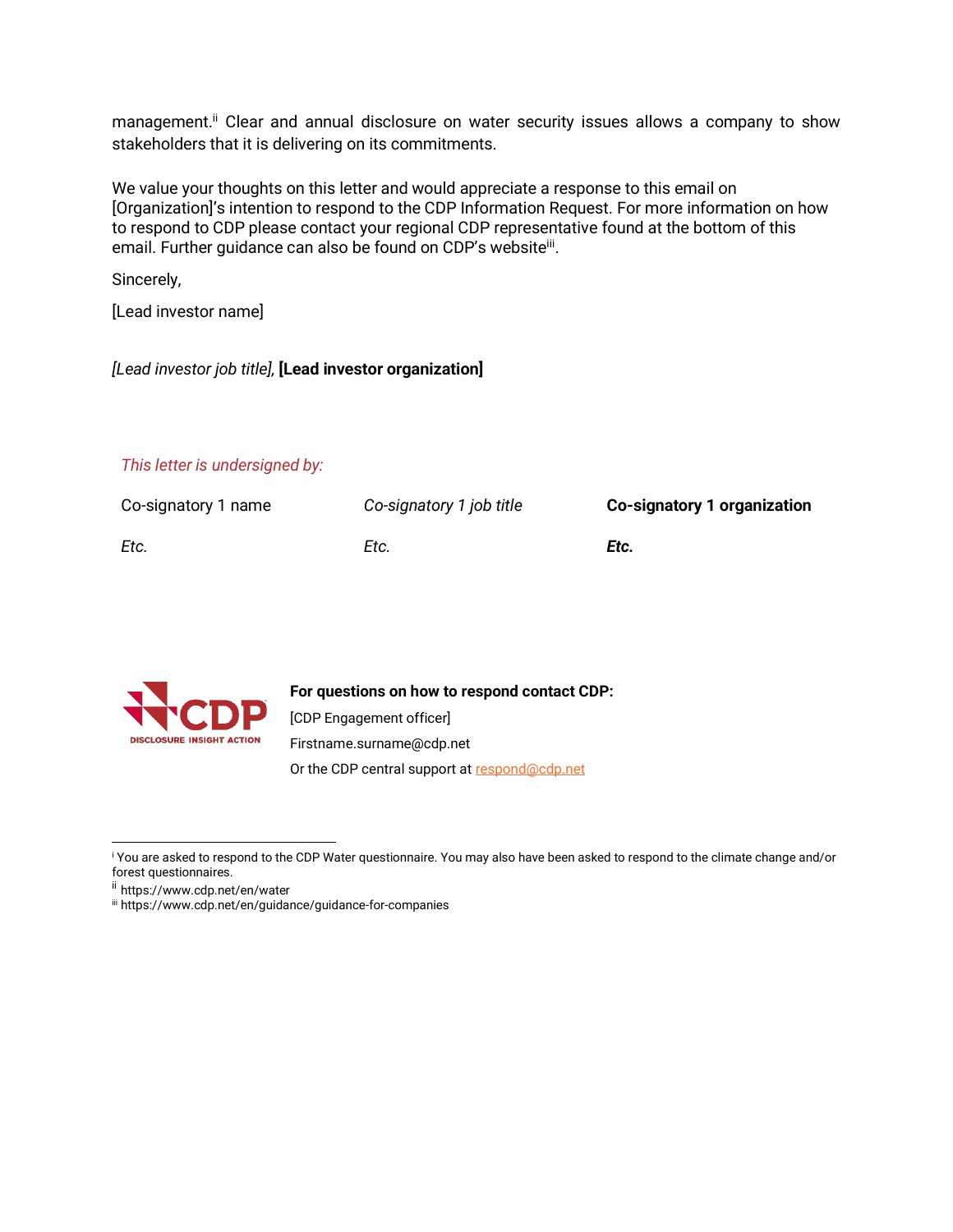management.[ii] Clear and annual disclosure on water security issues allows a company to show stakeholders that it is delivering on its commitments.

We value your thoughts on this letter and would appreciate a response to this email on [Organization]'s intention to respond to the CDP Information Request. For more information on how to respond to CDP please contact your regional CDP representative found at the bottom of this email. Further guidance can also be found on CDP's website[iii].

Sincerely,

[Lead investor name]

*[Lead investor job title],* **[Lead investor organization]**

*This letter is undersigned by:*

| | | |
|---|---|---|
| Co-signatory 1 name | *Co-signatory 1 job title* | **Co-signatory 1 organization** |
| *Etc.* | *Etc.* | ***Etc.*** |

**For questions on how to respond contact CDP:**

[CDP Engagement officer]

Firstname.surname@cdp.net

Or the CDP central support at respond@cdp.net

---

[i] You are asked to respond to the CDP Water questionnaire. You may also have been asked to respond to the climate change and/or forest questionnaires.

[ii] https://www.cdp.net/en/water

[iii] https://www.cdp.net/en/guidance/guidance-for-companies